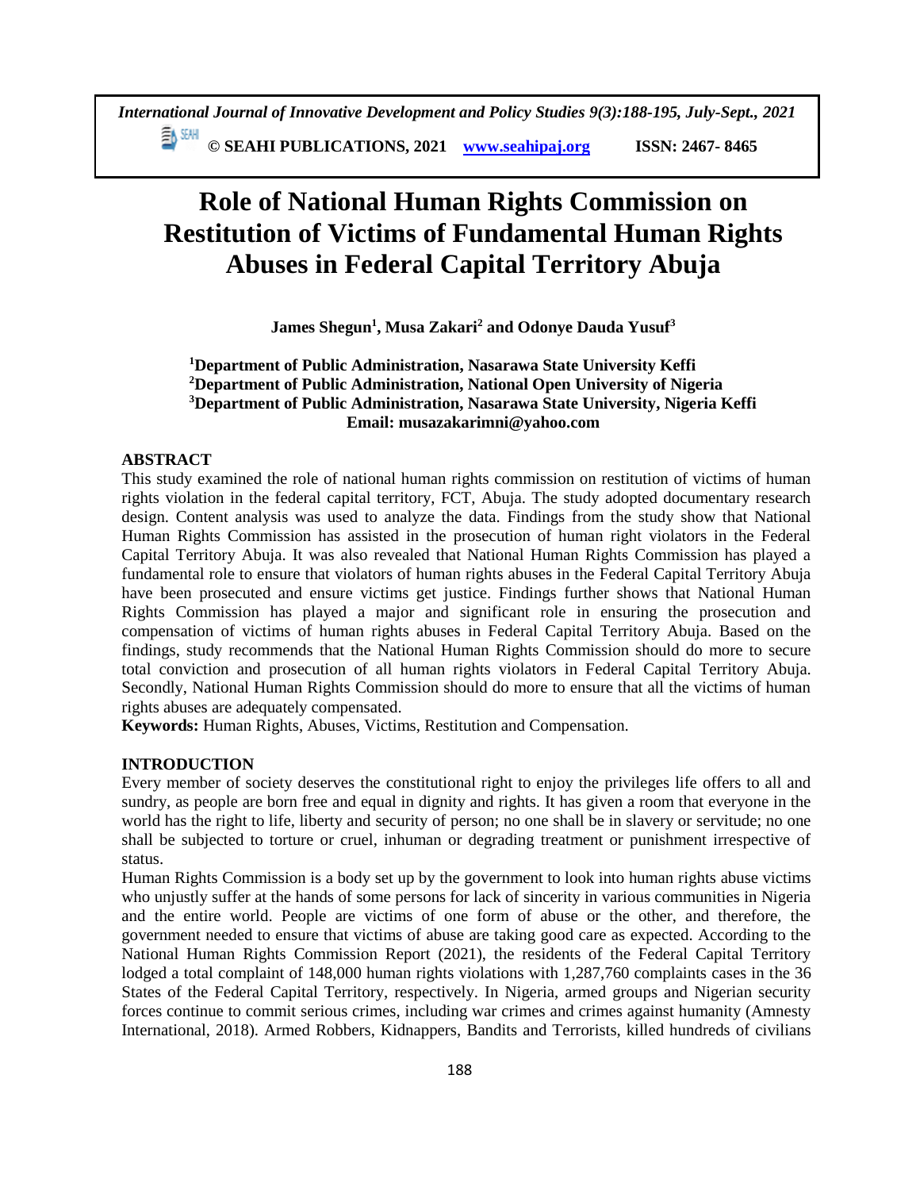# Role of National Human Rights Commission on Restitution of Victims of Fundamental Human Rights Abuses in Federal Capital Territory Abuja

**James Shegun[1], Musa Zakari[2] and Odonye Dauda Yusuf[3]**

**[1]Department of Public Administration, Nasarawa State University Keffi**
**[2]Department of Public Administration, National Open University of Nigeria**
**[3]Department of Public Administration, Nasarawa State University, Nigeria Keffi**
**Email: musazakarimni@yahoo.com**

## ABSTRACT

This study examined the role of national human rights commission on restitution of victims of human rights violation in the federal capital territory, FCT, Abuja. The study adopted documentary research design. Content analysis was used to analyze the data. Findings from the study show that National Human Rights Commission has assisted in the prosecution of human right violators in the Federal Capital Territory Abuja. It was also revealed that National Human Rights Commission has played a fundamental role to ensure that violators of human rights abuses in the Federal Capital Territory Abuja have been prosecuted and ensure victims get justice. Findings further shows that National Human Rights Commission has played a major and significant role in ensuring the prosecution and compensation of victims of human rights abuses in Federal Capital Territory Abuja. Based on the findings, study recommends that the National Human Rights Commission should do more to secure total conviction and prosecution of all human rights violators in Federal Capital Territory Abuja. Secondly, National Human Rights Commission should do more to ensure that all the victims of human rights abuses are adequately compensated.

**Keywords:** Human Rights, Abuses, Victims, Restitution and Compensation.

## INTRODUCTION

Every member of society deserves the constitutional right to enjoy the privileges life offers to all and sundry, as people are born free and equal in dignity and rights. It has given a room that everyone in the world has the right to life, liberty and security of person; no one shall be in slavery or servitude; no one shall be subjected to torture or cruel, inhuman or degrading treatment or punishment irrespective of status.

Human Rights Commission is a body set up by the government to look into human rights abuse victims who unjustly suffer at the hands of some persons for lack of sincerity in various communities in Nigeria and the entire world. People are victims of one form of abuse or the other, and therefore, the government needed to ensure that victims of abuse are taking good care as expected. According to the National Human Rights Commission Report (2021), the residents of the Federal Capital Territory lodged a total complaint of 148,000 human rights violations with 1,287,760 complaints cases in the 36 States of the Federal Capital Territory, respectively. In Nigeria, armed groups and Nigerian security forces continue to commit serious crimes, including war crimes and crimes against humanity (Amnesty International, 2018). Armed Robbers, Kidnappers, Bandits and Terrorists, killed hundreds of civilians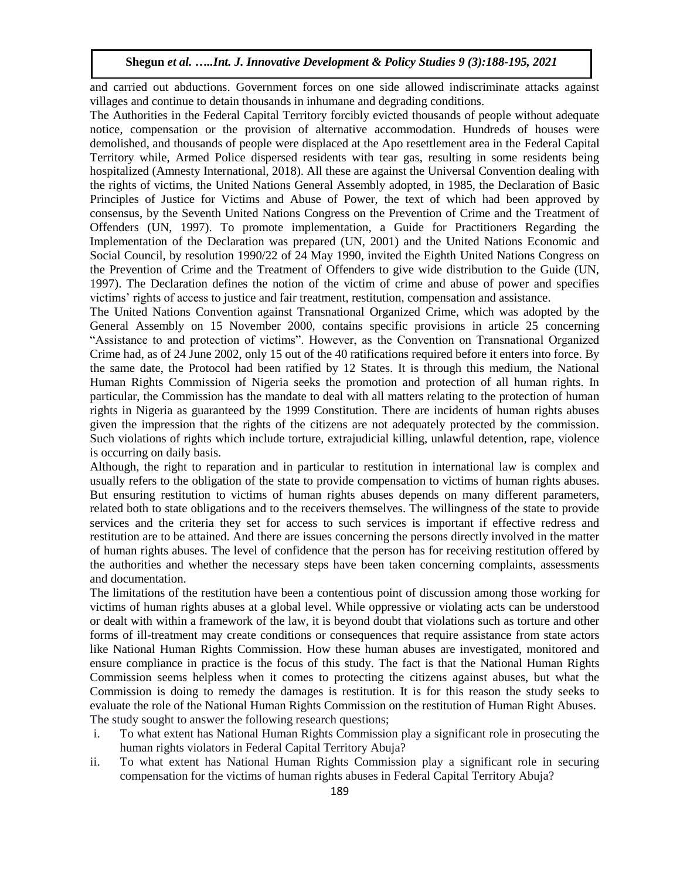and carried out abductions. Government forces on one side allowed indiscriminate attacks against villages and continue to detain thousands in inhumane and degrading conditions.

The Authorities in the Federal Capital Territory forcibly evicted thousands of people without adequate notice, compensation or the provision of alternative accommodation. Hundreds of houses were demolished, and thousands of people were displaced at the Apo resettlement area in the Federal Capital Territory while, Armed Police dispersed residents with tear gas, resulting in some residents being hospitalized (Amnesty International, 2018). All these are against the Universal Convention dealing with the rights of victims, the United Nations General Assembly adopted, in 1985, the Declaration of Basic Principles of Justice for Victims and Abuse of Power, the text of which had been approved by consensus, by the Seventh United Nations Congress on the Prevention of Crime and the Treatment of Offenders (UN, 1997). To promote implementation, a Guide for Practitioners Regarding the Implementation of the Declaration was prepared (UN, 2001) and the United Nations Economic and Social Council, by resolution 1990/22 of 24 May 1990, invited the Eighth United Nations Congress on the Prevention of Crime and the Treatment of Offenders to give wide distribution to the Guide (UN, 1997). The Declaration defines the notion of the victim of crime and abuse of power and specifies victims' rights of access to justice and fair treatment, restitution, compensation and assistance.

The United Nations Convention against Transnational Organized Crime, which was adopted by the General Assembly on 15 November 2000, contains specific provisions in article 25 concerning "Assistance to and protection of victims". However, as the Convention on Transnational Organized Crime had, as of 24 June 2002, only 15 out of the 40 ratifications required before it enters into force. By the same date, the Protocol had been ratified by 12 States. It is through this medium, the National Human Rights Commission of Nigeria seeks the promotion and protection of all human rights. In particular, the Commission has the mandate to deal with all matters relating to the protection of human rights in Nigeria as guaranteed by the 1999 Constitution. There are incidents of human rights abuses given the impression that the rights of the citizens are not adequately protected by the commission. Such violations of rights which include torture, extrajudicial killing, unlawful detention, rape, violence is occurring on daily basis.

Although, the right to reparation and in particular to restitution in international law is complex and usually refers to the obligation of the state to provide compensation to victims of human rights abuses. But ensuring restitution to victims of human rights abuses depends on many different parameters, related both to state obligations and to the receivers themselves. The willingness of the state to provide services and the criteria they set for access to such services is important if effective redress and restitution are to be attained. And there are issues concerning the persons directly involved in the matter of human rights abuses. The level of confidence that the person has for receiving restitution offered by the authorities and whether the necessary steps have been taken concerning complaints, assessments and documentation.

The limitations of the restitution have been a contentious point of discussion among those working for victims of human rights abuses at a global level. While oppressive or violating acts can be understood or dealt with within a framework of the law, it is beyond doubt that violations such as torture and other forms of ill-treatment may create conditions or consequences that require assistance from state actors like National Human Rights Commission. How these human abuses are investigated, monitored and ensure compliance in practice is the focus of this study. The fact is that the National Human Rights Commission seems helpless when it comes to protecting the citizens against abuses, but what the Commission is doing to remedy the damages is restitution. It is for this reason the study seeks to evaluate the role of the National Human Rights Commission on the restitution of Human Right Abuses.

The study sought to answer the following research questions;

i. To what extent has National Human Rights Commission play a significant role in prosecuting the human rights violators in Federal Capital Territory Abuja?
ii. To what extent has National Human Rights Commission play a significant role in securing compensation for the victims of human rights abuses in Federal Capital Territory Abuja?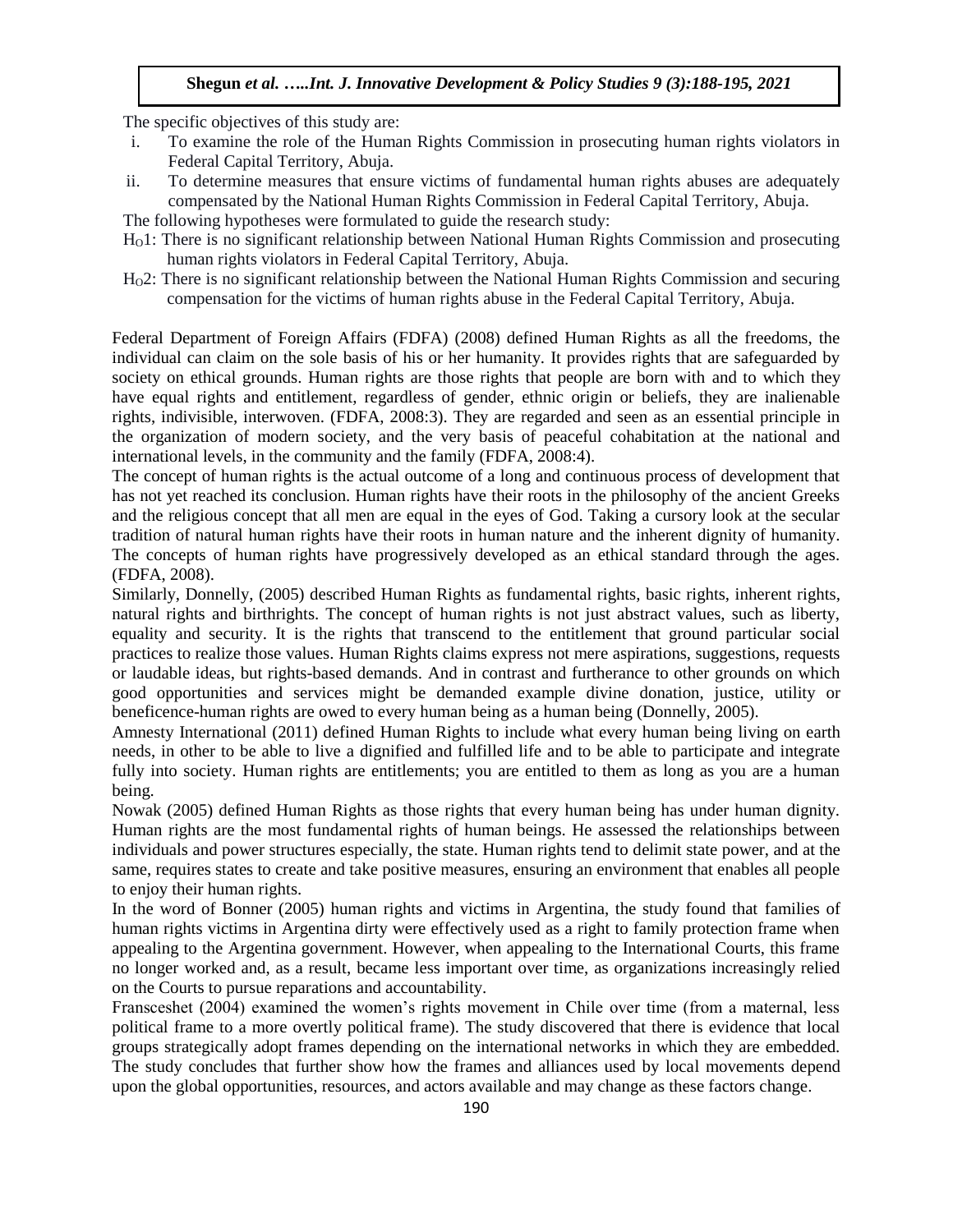The specific objectives of this study are:

i. To examine the role of the Human Rights Commission in prosecuting human rights violators in Federal Capital Territory, Abuja.
ii. To determine measures that ensure victims of fundamental human rights abuses are adequately compensated by the National Human Rights Commission in Federal Capital Territory, Abuja.

The following hypotheses were formulated to guide the research study:

$H_O1$: There is no significant relationship between National Human Rights Commission and prosecuting human rights violators in Federal Capital Territory, Abuja.

$H_O2$: There is no significant relationship between the National Human Rights Commission and securing compensation for the victims of human rights abuse in the Federal Capital Territory, Abuja.

Federal Department of Foreign Affairs (FDFA) (2008) defined Human Rights as all the freedoms, the individual can claim on the sole basis of his or her humanity. It provides rights that are safeguarded by society on ethical grounds. Human rights are those rights that people are born with and to which they have equal rights and entitlement, regardless of gender, ethnic origin or beliefs, they are inalienable rights, indivisible, interwoven. (FDFA, 2008:3). They are regarded and seen as an essential principle in the organization of modern society, and the very basis of peaceful cohabitation at the national and international levels, in the community and the family (FDFA, 2008:4).

The concept of human rights is the actual outcome of a long and continuous process of development that has not yet reached its conclusion. Human rights have their roots in the philosophy of the ancient Greeks and the religious concept that all men are equal in the eyes of God. Taking a cursory look at the secular tradition of natural human rights have their roots in human nature and the inherent dignity of humanity. The concepts of human rights have progressively developed as an ethical standard through the ages. (FDFA, 2008).

Similarly, Donnelly, (2005) described Human Rights as fundamental rights, basic rights, inherent rights, natural rights and birthrights. The concept of human rights is not just abstract values, such as liberty, equality and security. It is the rights that transcend to the entitlement that ground particular social practices to realize those values. Human Rights claims express not mere aspirations, suggestions, requests or laudable ideas, but rights-based demands. And in contrast and furtherance to other grounds on which good opportunities and services might be demanded example divine donation, justice, utility or beneficence-human rights are owed to every human being as a human being (Donnelly, 2005).

Amnesty International (2011) defined Human Rights to include what every human being living on earth needs, in other to be able to live a dignified and fulfilled life and to be able to participate and integrate fully into society. Human rights are entitlements; you are entitled to them as long as you are a human being.

Nowak (2005) defined Human Rights as those rights that every human being has under human dignity. Human rights are the most fundamental rights of human beings. He assessed the relationships between individuals and power structures especially, the state. Human rights tend to delimit state power, and at the same, requires states to create and take positive measures, ensuring an environment that enables all people to enjoy their human rights.

In the word of Bonner (2005) human rights and victims in Argentina, the study found that families of human rights victims in Argentina dirty were effectively used as a right to family protection frame when appealing to the Argentina government. However, when appealing to the International Courts, this frame no longer worked and, as a result, became less important over time, as organizations increasingly relied on the Courts to pursue reparations and accountability.

Fransceshet (2004) examined the women's rights movement in Chile over time (from a maternal, less political frame to a more overtly political frame). The study discovered that there is evidence that local groups strategically adopt frames depending on the international networks in which they are embedded. The study concludes that further show how the frames and alliances used by local movements depend upon the global opportunities, resources, and actors available and may change as these factors change.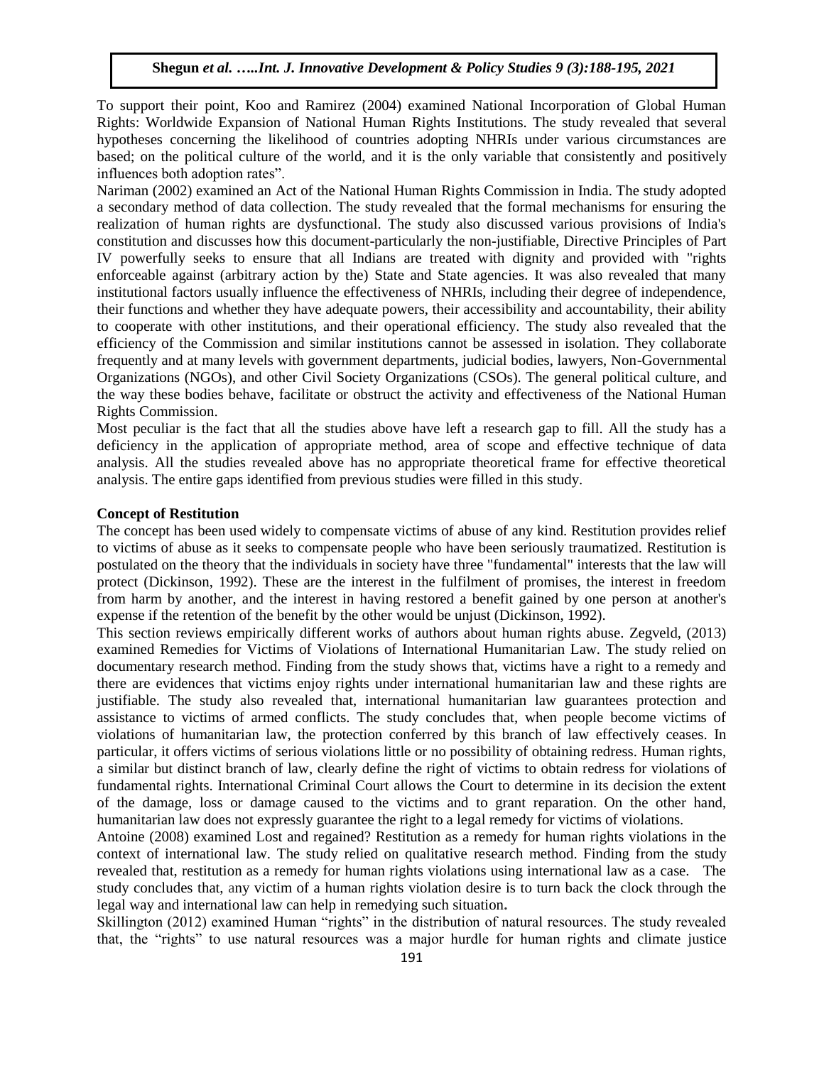To support their point, Koo and Ramirez (2004) examined National Incorporation of Global Human Rights: Worldwide Expansion of National Human Rights Institutions. The study revealed that several hypotheses concerning the likelihood of countries adopting NHRIs under various circumstances are based; on the political culture of the world, and it is the only variable that consistently and positively influences both adoption rates".

Nariman (2002) examined an Act of the National Human Rights Commission in India. The study adopted a secondary method of data collection. The study revealed that the formal mechanisms for ensuring the realization of human rights are dysfunctional. The study also discussed various provisions of India's constitution and discusses how this document-particularly the non-justifiable, Directive Principles of Part IV powerfully seeks to ensure that all Indians are treated with dignity and provided with "rights enforceable against (arbitrary action by the) State and State agencies. It was also revealed that many institutional factors usually influence the effectiveness of NHRIs, including their degree of independence, their functions and whether they have adequate powers, their accessibility and accountability, their ability to cooperate with other institutions, and their operational efficiency. The study also revealed that the efficiency of the Commission and similar institutions cannot be assessed in isolation. They collaborate frequently and at many levels with government departments, judicial bodies, lawyers, Non-Governmental Organizations (NGOs), and other Civil Society Organizations (CSOs). The general political culture, and the way these bodies behave, facilitate or obstruct the activity and effectiveness of the National Human Rights Commission.

Most peculiar is the fact that all the studies above have left a research gap to fill. All the study has a deficiency in the application of appropriate method, area of scope and effective technique of data analysis. All the studies revealed above has no appropriate theoretical frame for effective theoretical analysis. The entire gaps identified from previous studies were filled in this study.

**Concept of Restitution**

The concept has been used widely to compensate victims of abuse of any kind. Restitution provides relief to victims of abuse as it seeks to compensate people who have been seriously traumatized. Restitution is postulated on the theory that the individuals in society have three "fundamental" interests that the law will protect (Dickinson, 1992). These are the interest in the fulfilment of promises, the interest in freedom from harm by another, and the interest in having restored a benefit gained by one person at another's expense if the retention of the benefit by the other would be unjust (Dickinson, 1992).

This section reviews empirically different works of authors about human rights abuse. Zegveld, (2013) examined Remedies for Victims of Violations of International Humanitarian Law. The study relied on documentary research method. Finding from the study shows that, victims have a right to a remedy and there are evidences that victims enjoy rights under international humanitarian law and these rights are justifiable. The study also revealed that, international humanitarian law guarantees protection and assistance to victims of armed conflicts. The study concludes that, when people become victims of violations of humanitarian law, the protection conferred by this branch of law effectively ceases. In particular, it offers victims of serious violations little or no possibility of obtaining redress. Human rights, a similar but distinct branch of law, clearly define the right of victims to obtain redress for violations of fundamental rights. International Criminal Court allows the Court to determine in its decision the extent of the damage, loss or damage caused to the victims and to grant reparation. On the other hand, humanitarian law does not expressly guarantee the right to a legal remedy for victims of violations.

Antoine (2008) examined Lost and regained? Restitution as a remedy for human rights violations in the context of international law. The study relied on qualitative research method. Finding from the study revealed that, restitution as a remedy for human rights violations using international law as a case. The study concludes that, any victim of a human rights violation desire is to turn back the clock through the legal way and international law can help in remedying such situation**.**

Skillington (2012) examined Human "rights" in the distribution of natural resources. The study revealed that, the "rights" to use natural resources was a major hurdle for human rights and climate justice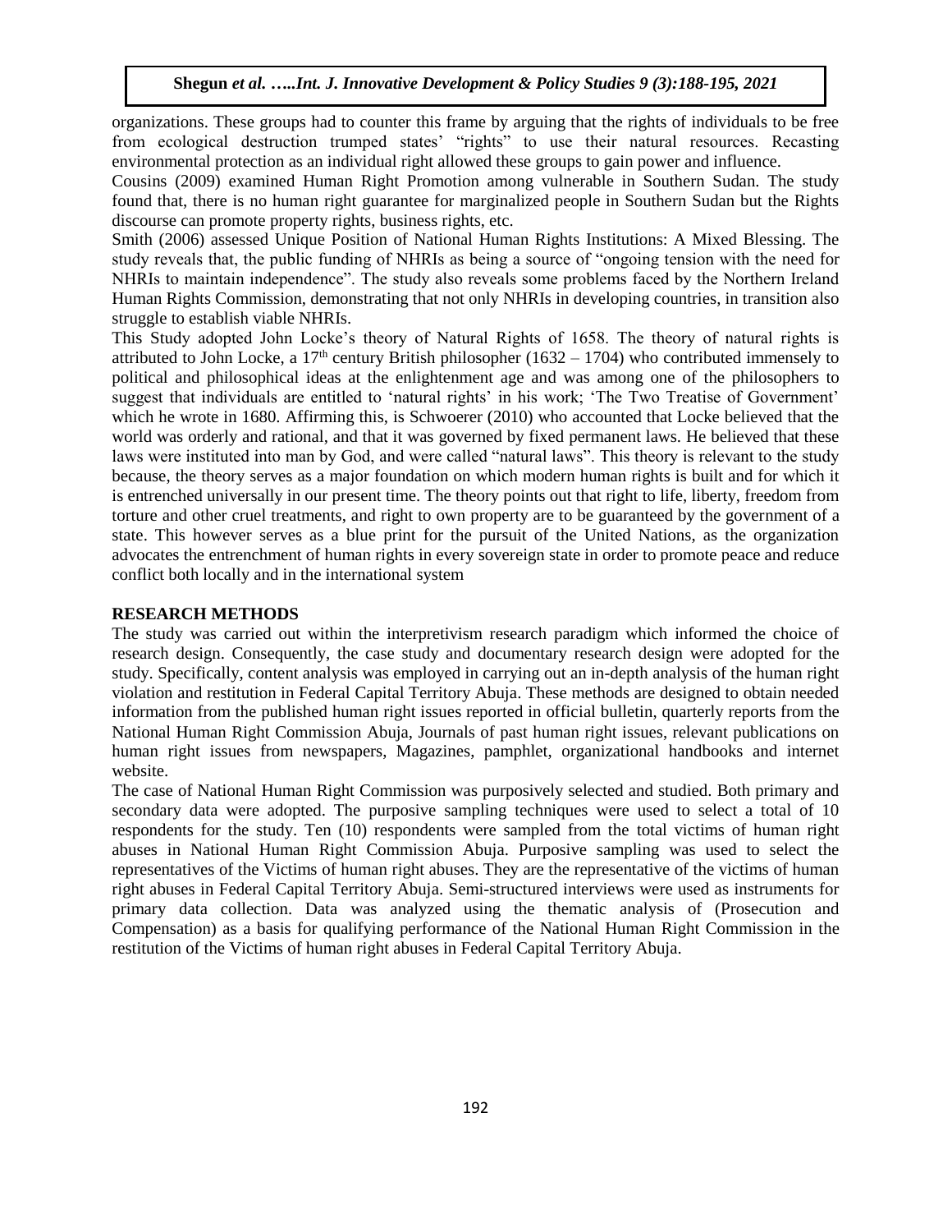organizations. These groups had to counter this frame by arguing that the rights of individuals to be free from ecological destruction trumped states' "rights" to use their natural resources. Recasting environmental protection as an individual right allowed these groups to gain power and influence.

Cousins (2009) examined Human Right Promotion among vulnerable in Southern Sudan. The study found that, there is no human right guarantee for marginalized people in Southern Sudan but the Rights discourse can promote property rights, business rights, etc.

Smith (2006) assessed Unique Position of National Human Rights Institutions: A Mixed Blessing. The study reveals that, the public funding of NHRIs as being a source of "ongoing tension with the need for NHRIs to maintain independence". The study also reveals some problems faced by the Northern Ireland Human Rights Commission, demonstrating that not only NHRIs in developing countries, in transition also struggle to establish viable NHRIs.

This Study adopted John Locke's theory of Natural Rights of 1658. The theory of natural rights is attributed to John Locke, a 17th century British philosopher (1632 – 1704) who contributed immensely to political and philosophical ideas at the enlightenment age and was among one of the philosophers to suggest that individuals are entitled to 'natural rights' in his work; 'The Two Treatise of Government' which he wrote in 1680. Affirming this, is Schwoerer (2010) who accounted that Locke believed that the world was orderly and rational, and that it was governed by fixed permanent laws. He believed that these laws were instituted into man by God, and were called "natural laws". This theory is relevant to the study because, the theory serves as a major foundation on which modern human rights is built and for which it is entrenched universally in our present time. The theory points out that right to life, liberty, freedom from torture and other cruel treatments, and right to own property are to be guaranteed by the government of a state. This however serves as a blue print for the pursuit of the United Nations, as the organization advocates the entrenchment of human rights in every sovereign state in order to promote peace and reduce conflict both locally and in the international system

## RESEARCH METHODS

The study was carried out within the interpretivism research paradigm which informed the choice of research design. Consequently, the case study and documentary research design were adopted for the study. Specifically, content analysis was employed in carrying out an in-depth analysis of the human right violation and restitution in Federal Capital Territory Abuja. These methods are designed to obtain needed information from the published human right issues reported in official bulletin, quarterly reports from the National Human Right Commission Abuja, Journals of past human right issues, relevant publications on human right issues from newspapers, Magazines, pamphlet, organizational handbooks and internet website.

The case of National Human Right Commission was purposively selected and studied. Both primary and secondary data were adopted. The purposive sampling techniques were used to select a total of 10 respondents for the study. Ten (10) respondents were sampled from the total victims of human right abuses in National Human Right Commission Abuja. Purposive sampling was used to select the representatives of the Victims of human right abuses. They are the representative of the victims of human right abuses in Federal Capital Territory Abuja. Semi-structured interviews were used as instruments for primary data collection. Data was analyzed using the thematic analysis of (Prosecution and Compensation) as a basis for qualifying performance of the National Human Right Commission in the restitution of the Victims of human right abuses in Federal Capital Territory Abuja.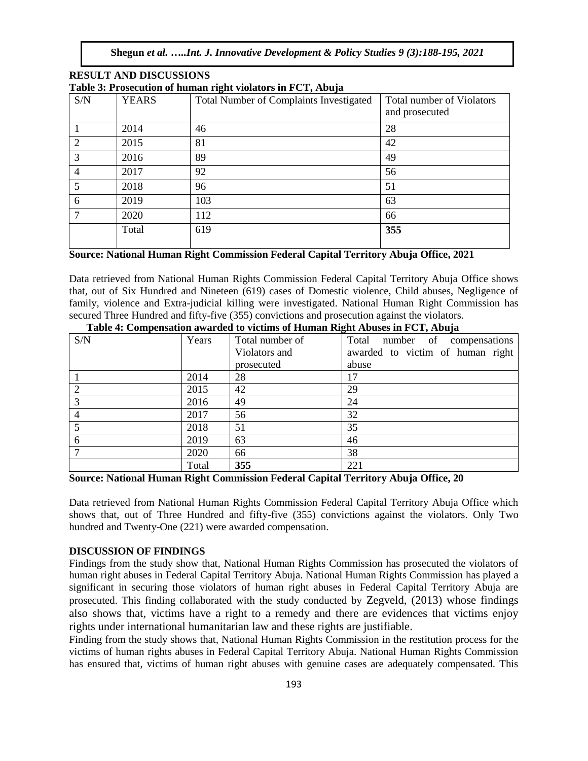## RESULT AND DISCUSSIONS

**Table 3: Prosecution of human right violators in FCT, Abuja**

| S/N | YEARS | Total Number of Complaints Investigated | Total number of Violators and prosecuted |
|---|---|---|---|
| 1 | 2014 | 46 | 28 |
| 2 | 2015 | 81 | 42 |
| 3 | 2016 | 89 | 49 |
| 4 | 2017 | 92 | 56 |
| 5 | 2018 | 96 | 51 |
| 6 | 2019 | 103 | 63 |
| 7 | 2020 | 112 | 66 |
| | Total | 619 | **355** |

**Source: National Human Right Commission Federal Capital Territory Abuja Office, 2021**

Data retrieved from National Human Rights Commission Federal Capital Territory Abuja Office shows that, out of Six Hundred and Nineteen (619) cases of Domestic violence, Child abuses, Negligence of family, violence and Extra-judicial killing were investigated. National Human Right Commission has secured Three Hundred and fifty-five (355) convictions and prosecution against the violators.

**Table 4: Compensation awarded to victims of Human Right Abuses in FCT, Abuja**

| S/N | Years | Total number of Violators and prosecuted | Total number of compensations awarded to victim of human right abuse |
|---|---|---|---|
| 1 | 2014 | 28 | 17 |
| 2 | 2015 | 42 | 29 |
| 3 | 2016 | 49 | 24 |
| 4 | 2017 | 56 | 32 |
| 5 | 2018 | 51 | 35 |
| 6 | 2019 | 63 | 46 |
| 7 | 2020 | 66 | 38 |
| | Total | **355** | 221 |

**Source: National Human Right Commission Federal Capital Territory Abuja Office, 20**

Data retrieved from National Human Rights Commission Federal Capital Territory Abuja Office which shows that, out of Three Hundred and fifty-five (355) convictions against the violators. Only Two hundred and Twenty-One (221) were awarded compensation.

## DISCUSSION OF FINDINGS

Findings from the study show that, National Human Rights Commission has prosecuted the violators of human right abuses in Federal Capital Territory Abuja. National Human Rights Commission has played a significant in securing those violators of human right abuses in Federal Capital Territory Abuja are prosecuted. This finding collaborated with the study conducted by Zegveld, (2013) whose findings also shows that, victims have a right to a remedy and there are evidences that victims enjoy rights under international humanitarian law and these rights are justifiable.

Finding from the study shows that, National Human Rights Commission in the restitution process for the victims of human rights abuses in Federal Capital Territory Abuja. National Human Rights Commission has ensured that, victims of human right abuses with genuine cases are adequately compensated. This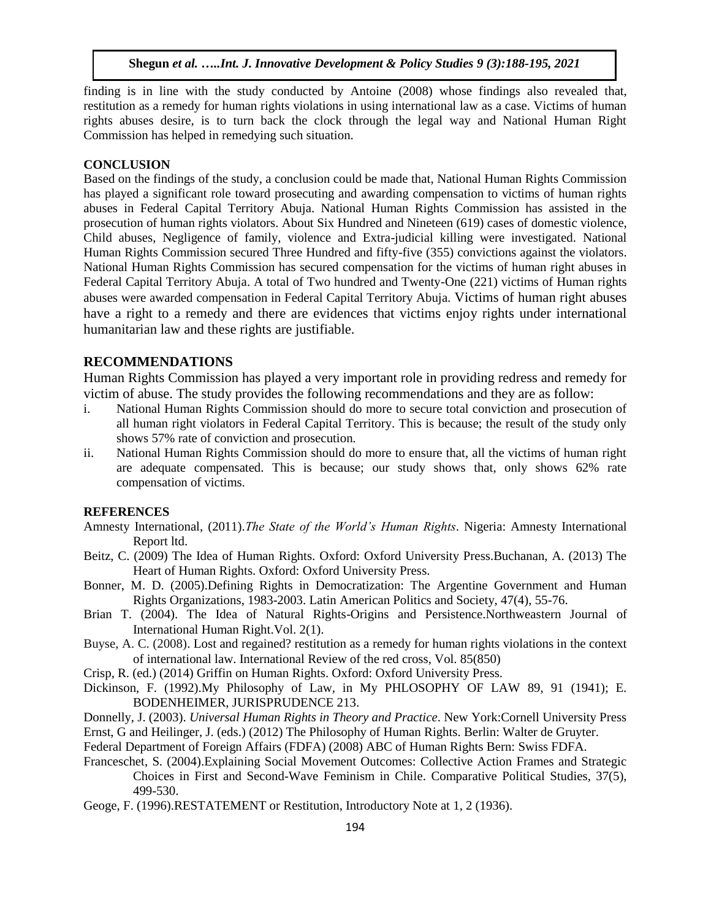finding is in line with the study conducted by Antoine (2008) whose findings also revealed that, restitution as a remedy for human rights violations in using international law as a case. Victims of human rights abuses desire, is to turn back the clock through the legal way and National Human Right Commission has helped in remedying such situation.

## CONCLUSION

Based on the findings of the study, a conclusion could be made that, National Human Rights Commission has played a significant role toward prosecuting and awarding compensation to victims of human rights abuses in Federal Capital Territory Abuja. National Human Rights Commission has assisted in the prosecution of human rights violators. About Six Hundred and Nineteen (619) cases of domestic violence, Child abuses, Negligence of family, violence and Extra-judicial killing were investigated. National Human Rights Commission secured Three Hundred and fifty-five (355) convictions against the violators. National Human Rights Commission has secured compensation for the victims of human right abuses in Federal Capital Territory Abuja. A total of Two hundred and Twenty-One (221) victims of Human rights abuses were awarded compensation in Federal Capital Territory Abuja. Victims of human right abuses have a right to a remedy and there are evidences that victims enjoy rights under international humanitarian law and these rights are justifiable.

## RECOMMENDATIONS

Human Rights Commission has played a very important role in providing redress and remedy for victim of abuse. The study provides the following recommendations and they are as follow:

i. National Human Rights Commission should do more to secure total conviction and prosecution of all human right violators in Federal Capital Territory. This is because; the result of the study only shows 57% rate of conviction and prosecution.

ii. National Human Rights Commission should do more to ensure that, all the victims of human right are adequate compensated. This is because; our study shows that, only shows 62% rate compensation of victims.

## REFERENCES

Amnesty International, (2011).*The State of the World's Human Rights*. Nigeria: Amnesty International Report ltd.

Beitz, C. (2009) The Idea of Human Rights. Oxford: Oxford University Press.Buchanan, A. (2013) The Heart of Human Rights. Oxford: Oxford University Press.

Bonner, M. D. (2005).Defining Rights in Democratization: The Argentine Government and Human Rights Organizations, 1983-2003. Latin American Politics and Society, 47(4), 55-76.

Brian T. (2004). The Idea of Natural Rights-Origins and Persistence.Northweastern Journal of International Human Right.Vol. 2(1).

Buyse, A. C. (2008). Lost and regained? restitution as a remedy for human rights violations in the context of international law. International Review of the red cross, Vol. 85(850)

Crisp, R. (ed.) (2014) Griffin on Human Rights. Oxford: Oxford University Press.

Dickinson, F. (1992).My Philosophy of Law, in My PHLOSOPHY OF LAW 89, 91 (1941); E. BODENHEIMER, JURISPRUDENCE 213.

Donnelly, J. (2003). *Universal Human Rights in Theory and Practice*. New York:Cornell University Press

Ernst, G and Heilinger, J. (eds.) (2012) The Philosophy of Human Rights. Berlin: Walter de Gruyter.

Federal Department of Foreign Affairs (FDFA) (2008) ABC of Human Rights Bern: Swiss FDFA.

Franceschet, S. (2004).Explaining Social Movement Outcomes: Collective Action Frames and Strategic Choices in First and Second-Wave Feminism in Chile. Comparative Political Studies, 37(5), 499-530.

Geoge, F. (1996).RESTATEMENT or Restitution, Introductory Note at 1, 2 (1936).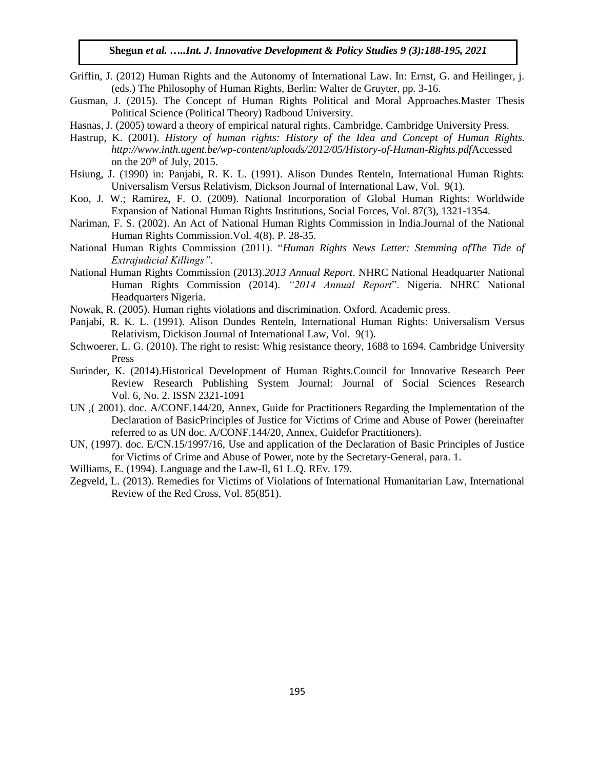Griffin, J. (2012) Human Rights and the Autonomy of International Law. In: Ernst, G. and Heilinger, j. (eds.) The Philosophy of Human Rights, Berlin: Walter de Gruyter, pp. 3-16.

Gusman, J. (2015). The Concept of Human Rights Political and Moral Approaches.Master Thesis Political Science (Political Theory) Radboud University.

Hasnas, J. (2005) toward a theory of empirical natural rights. Cambridge, Cambridge University Press.

Hastrup, K. (2001). *History of human rights: History of the Idea and Concept of Human Rights. http://www.inth.ugent.be/wp-content/uploads/2012/05/History-of-Human-Rights.pdf*Accessed on the 20th of July, 2015.

Hsiung, J. (1990) in: Panjabi, R. K. L. (1991). Alison Dundes Renteln, International Human Rights: Universalism Versus Relativism, Dickson Journal of International Law, Vol. 9(1).

Koo, J. W.; Ramirez, F. O. (2009). National Incorporation of Global Human Rights: Worldwide Expansion of National Human Rights Institutions, Social Forces, Vol. 87(3), 1321-1354.

Nariman, F. S. (2002). An Act of National Human Rights Commission in India.Journal of the National Human Rights Commission.Vol. 4(8). P. 28-35.

National Human Rights Commission (2011). "*Human Rights News Letter: Stemming ofThe Tide of Extrajudicial Killings"*.

National Human Rights Commission (2013).*2013 Annual Report*. NHRC National Headquarter National Human Rights Commission (2014). *"2014 Annual Report*". Nigeria. NHRC National Headquarters Nigeria.

Nowak, R. (2005). Human rights violations and discrimination. Oxford. Academic press.

Panjabi, R. K. L. (1991). Alison Dundes Renteln, International Human Rights: Universalism Versus Relativism, Dickison Journal of International Law, Vol. 9(1).

Schwoerer, L. G. (2010). The right to resist: Whig resistance theory, 1688 to 1694. Cambridge University Press

Surinder, K. (2014).Historical Development of Human Rights.Council for Innovative Research Peer Review Research Publishing System Journal: Journal of Social Sciences Research Vol. 6, No. 2. ISSN 2321-1091

UN ,( 2001). doc. A/CONF.144/20, Annex, Guide for Practitioners Regarding the Implementation of the Declaration of BasicPrinciples of Justice for Victims of Crime and Abuse of Power (hereinafter referred to as UN doc. A/CONF.144/20, Annex, Guidefor Practitioners).

UN, (1997). doc. E/CN.15/1997/16, Use and application of the Declaration of Basic Principles of Justice for Victims of Crime and Abuse of Power, note by the Secretary-General, para. 1.

Williams, E. (1994). Language and the Law-Il, 61 L.Q. REv. 179.

Zegveld, L. (2013). Remedies for Victims of Violations of International Humanitarian Law, International Review of the Red Cross, Vol. 85(851).